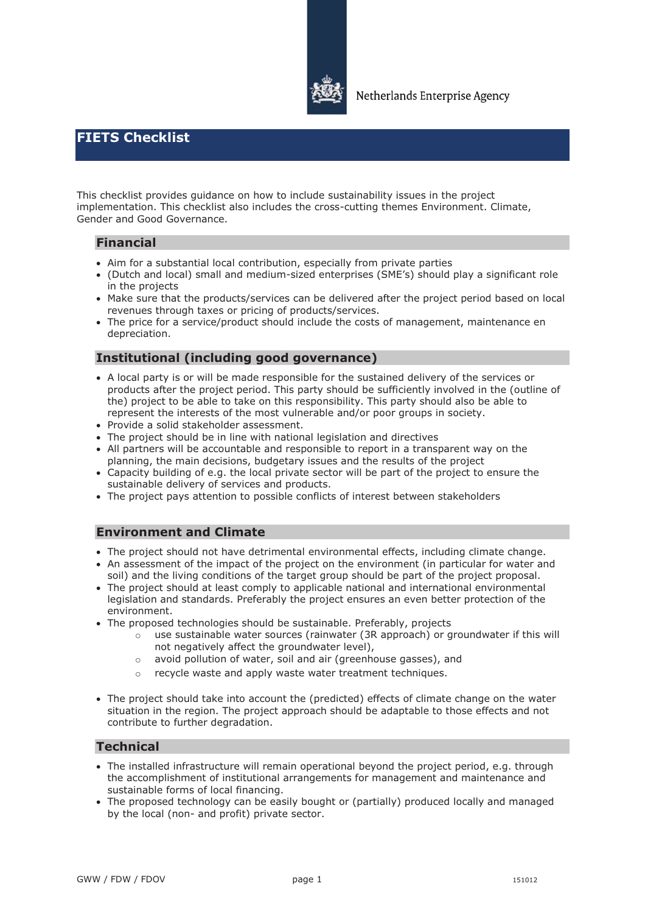Netherlands Enterprise Agency

# FIETS Checklist

This checklist provides guidance on how to include sustainability issues in the project implementation. This checklist also includes the cross-cutting themes Environment. Climate, Gender and Good Governance.

## Financial

- Aim for a substantial local contribution, especially from private parties
- (Dutch and local) small and medium-sized enterprises (SME's) should play a significant role in the projects
- Make sure that the products/services can be delivered after the project period based on local revenues through taxes or pricing of products/services.
- The price for a service/product should include the costs of management, maintenance en depreciation.

## Institutional (including good governance)

- A local party is or will be made responsible for the sustained delivery of the services or products after the project period. This party should be sufficiently involved in the (outline of the) project to be able to take on this responsibility. This party should also be able to represent the interests of the most vulnerable and/or poor groups in society.
- Provide a solid stakeholder assessment.
- The project should be in line with national legislation and directives
- All partners will be accountable and responsible to report in a transparent way on the planning, the main decisions, budgetary issues and the results of the project
- Capacity building of e.g. the local private sector will be part of the project to ensure the sustainable delivery of services and products.
- The project pays attention to possible conflicts of interest between stakeholders

## Environment and Climate

- The project should not have detrimental environmental effects, including climate change.
- An assessment of the impact of the project on the environment (in particular for water and soil) and the living conditions of the target group should be part of the project proposal.
- The project should at least comply to applicable national and international environmental legislation and standards. Preferably the project ensures an even better protection of the environment.
- The proposed technologies should be sustainable. Preferably, projects
  - use sustainable water sources (rainwater (3R approach) or groundwater if this will not negatively affect the groundwater level),
  - avoid pollution of water, soil and air (greenhouse gasses), and
  - recycle waste and apply waste water treatment techniques.
- The project should take into account the (predicted) effects of climate change on the water situation in the region. The project approach should be adaptable to those effects and not contribute to further degradation.

## Technical

- The installed infrastructure will remain operational beyond the project period, e.g. through the accomplishment of institutional arrangements for management and maintenance and sustainable forms of local financing.
- The proposed technology can be easily bought or (partially) produced locally and managed by the local (non- and profit) private sector.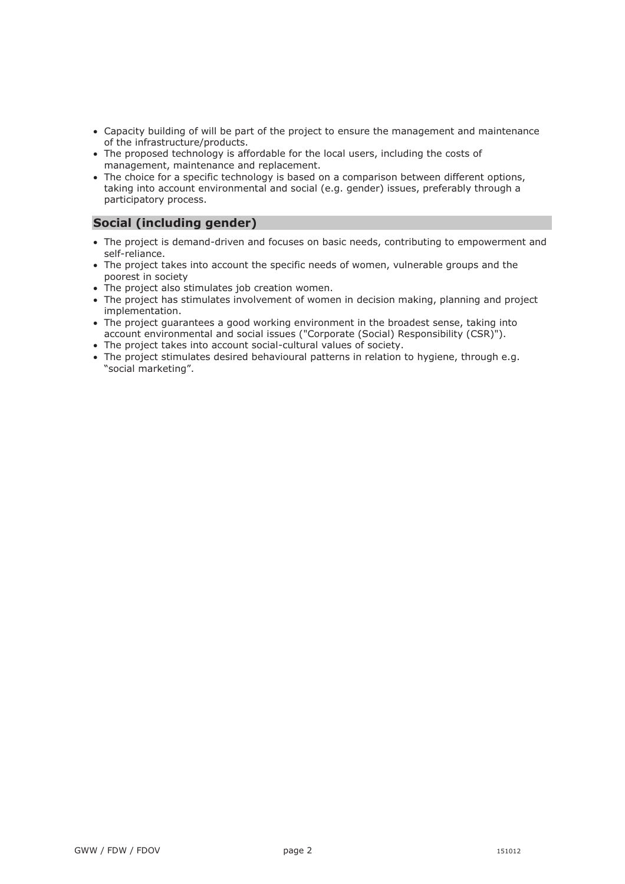- Capacity building of will be part of the project to ensure the management and maintenance of the infrastructure/products.
- The proposed technology is affordable for the local users, including the costs of management, maintenance and replacement.
- The choice for a specific technology is based on a comparison between different options, taking into account environmental and social (e.g. gender) issues, preferably through a participatory process.

## Social (including gender)

- The project is demand-driven and focuses on basic needs, contributing to empowerment and self-reliance.
- The project takes into account the specific needs of women, vulnerable groups and the poorest in society
- The project also stimulates job creation women.
- The project has stimulates involvement of women in decision making, planning and project implementation.
- The project guarantees a good working environment in the broadest sense, taking into account environmental and social issues ("Corporate (Social) Responsibility (CSR)").
- The project takes into account social-cultural values of society.
- The project stimulates desired behavioural patterns in relation to hygiene, through e.g. "social marketing".